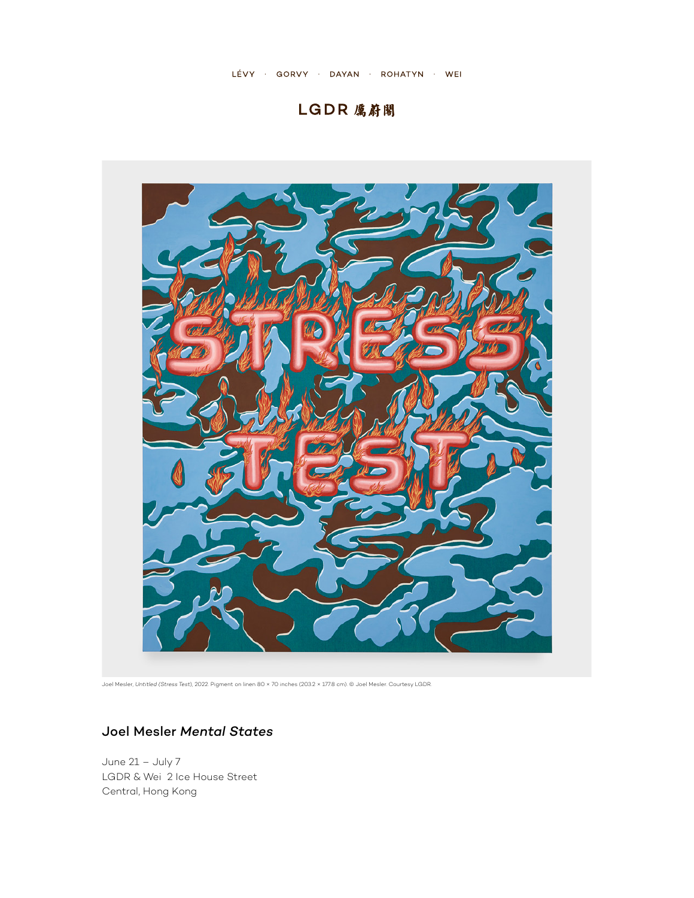LÉVY · GORVY · DAYAN · ROHATYN · WEI

LGDR 厲蔚閣

Joel Mesler, *Untitled (Stress Test)*, 2022. Pigment on linen 80 × 70 inches (203.2 × 177.8 cm). © Joel Mesler. Courtesy LGDR.

## Joel Mesler *Mental States*

June 21 – July 7
LGDR & Wei 2 Ice House Street
Central, Hong Kong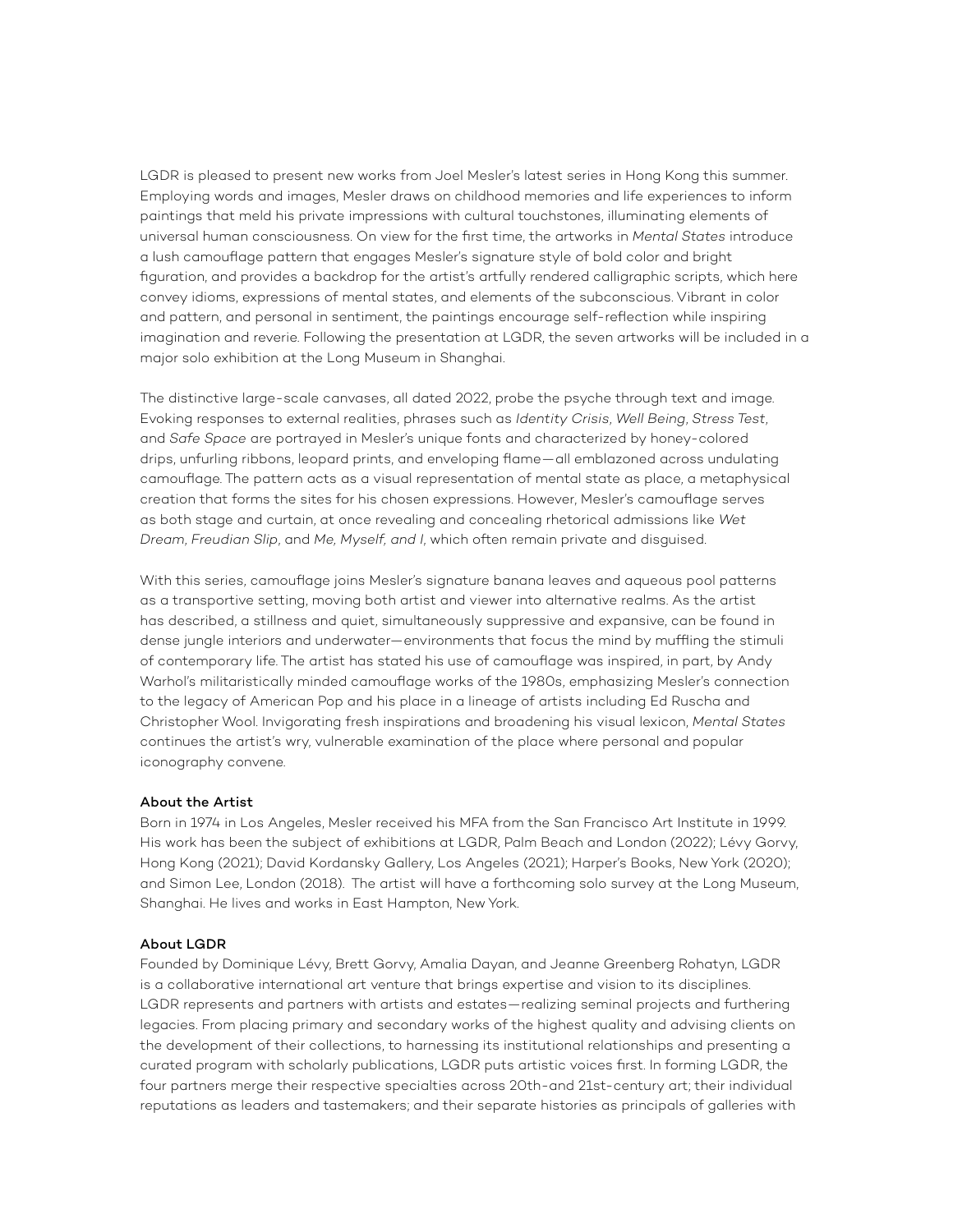LGDR is pleased to present new works from Joel Mesler's latest series in Hong Kong this summer. Employing words and images, Mesler draws on childhood memories and life experiences to inform paintings that meld his private impressions with cultural touchstones, illuminating elements of universal human consciousness. On view for the first time, the artworks in *Mental States* introduce a lush camouflage pattern that engages Mesler's signature style of bold color and bright figuration, and provides a backdrop for the artist's artfully rendered calligraphic scripts, which here convey idioms, expressions of mental states, and elements of the subconscious. Vibrant in color and pattern, and personal in sentiment, the paintings encourage self-reflection while inspiring imagination and reverie. Following the presentation at LGDR, the seven artworks will be included in a major solo exhibition at the Long Museum in Shanghai.

The distinctive large-scale canvases, all dated 2022, probe the psyche through text and image. Evoking responses to external realities, phrases such as *Identity Crisis*, *Well Being*, *Stress Test*, and *Safe Space* are portrayed in Mesler's unique fonts and characterized by honey-colored drips, unfurling ribbons, leopard prints, and enveloping flame—all emblazoned across undulating camouflage. The pattern acts as a visual representation of mental state as place, a metaphysical creation that forms the sites for his chosen expressions. However, Mesler's camouflage serves as both stage and curtain, at once revealing and concealing rhetorical admissions like *Wet Dream*, *Freudian Slip*, and *Me, Myself, and I*, which often remain private and disguised.

With this series, camouflage joins Mesler's signature banana leaves and aqueous pool patterns as a transportive setting, moving both artist and viewer into alternative realms. As the artist has described, a stillness and quiet, simultaneously suppressive and expansive, can be found in dense jungle interiors and underwater—environments that focus the mind by muffling the stimuli of contemporary life. The artist has stated his use of camouflage was inspired, in part, by Andy Warhol's militaristically minded camouflage works of the 1980s, emphasizing Mesler's connection to the legacy of American Pop and his place in a lineage of artists including Ed Ruscha and Christopher Wool. Invigorating fresh inspirations and broadening his visual lexicon, *Mental States* continues the artist's wry, vulnerable examination of the place where personal and popular iconography convene.

**About the Artist**

Born in 1974 in Los Angeles, Mesler received his MFA from the San Francisco Art Institute in 1999. His work has been the subject of exhibitions at LGDR, Palm Beach and London (2022); Lévy Gorvy, Hong Kong (2021); David Kordansky Gallery, Los Angeles (2021); Harper's Books, New York (2020); and Simon Lee, London (2018). The artist will have a forthcoming solo survey at the Long Museum, Shanghai. He lives and works in East Hampton, New York.

**About LGDR**

Founded by Dominique Lévy, Brett Gorvy, Amalia Dayan, and Jeanne Greenberg Rohatyn, LGDR is a collaborative international art venture that brings expertise and vision to its disciplines. LGDR represents and partners with artists and estates—realizing seminal projects and furthering legacies. From placing primary and secondary works of the highest quality and advising clients on the development of their collections, to harnessing its institutional relationships and presenting a curated program with scholarly publications, LGDR puts artistic voices first. In forming LGDR, the four partners merge their respective specialties across 20th-and 21st-century art; their individual reputations as leaders and tastemakers; and their separate histories as principals of galleries with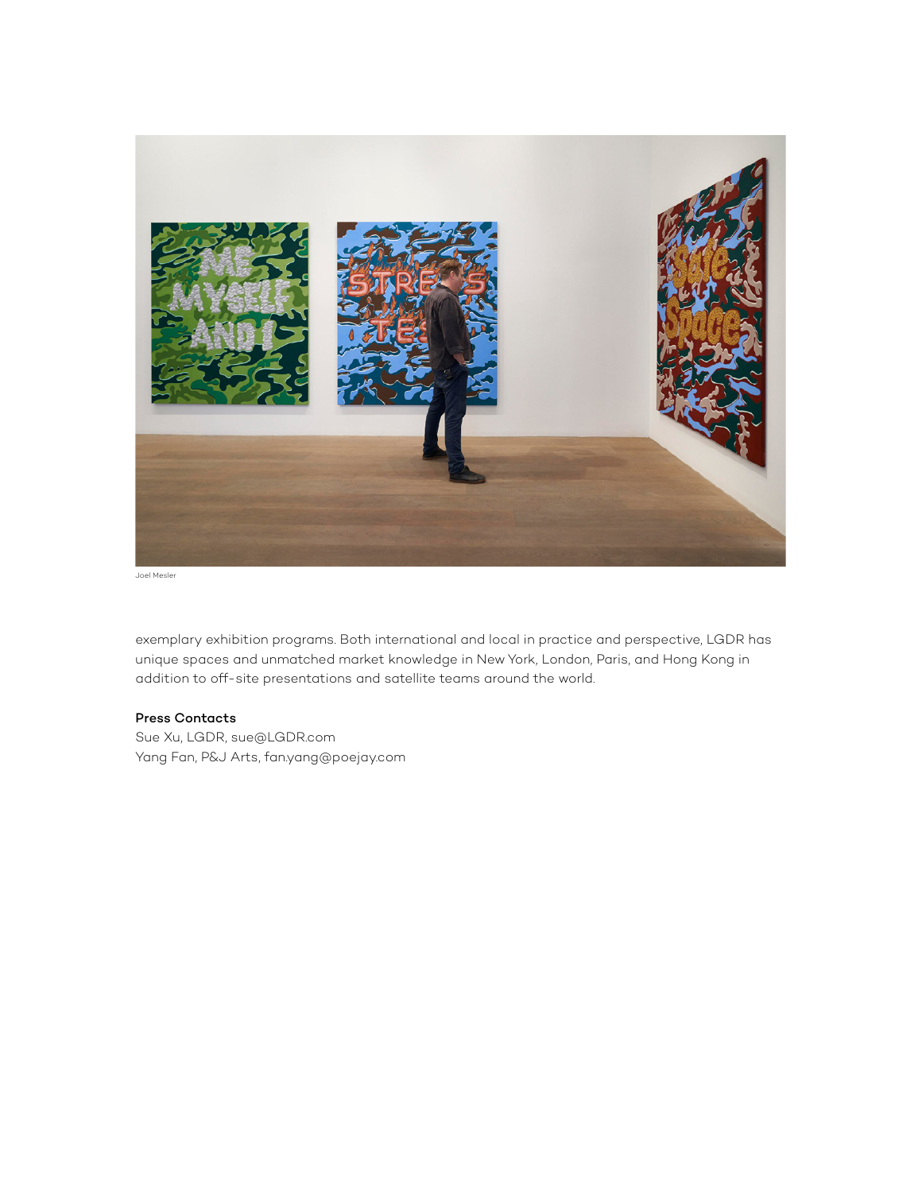Joel Mesler

exemplary exhibition programs. Both international and local in practice and perspective, LGDR has unique spaces and unmatched market knowledge in New York, London, Paris, and Hong Kong in addition to off-site presentations and satellite teams around the world.

**Press Contacts**
Sue Xu, LGDR, sue@LGDR.com
Yang Fan, P&J Arts, fan.yang@poejay.com